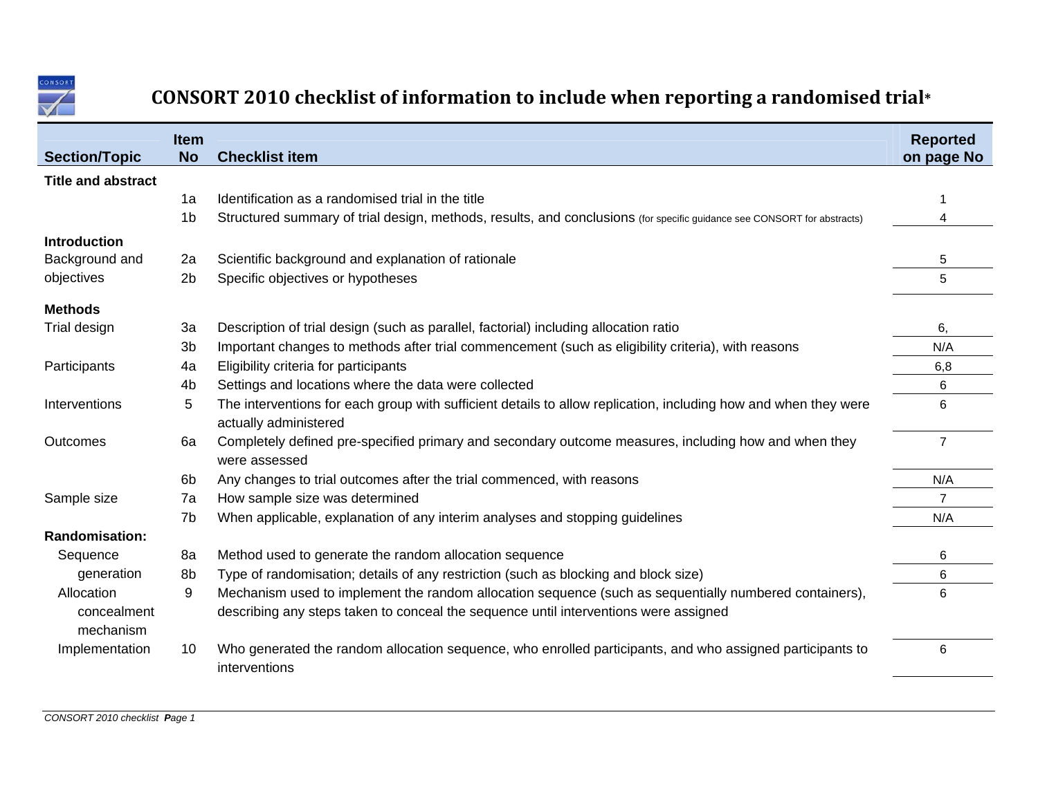# CONSORT 2010 checklist of information to include when reporting a randomised trial*

| Section/Topic | Item No | Checklist item | Reported on page No |
|---|---|---|---|
| **Title and abstract** | | | |
| | 1a | Identification as a randomised trial in the title | 1 |
| | 1b | Structured summary of trial design, methods, results, and conclusions (for specific guidance see CONSORT for abstracts) | 4 |
| **Introduction** | | | |
| Background and objectives | 2a | Scientific background and explanation of rationale | 5 |
| | 2b | Specific objectives or hypotheses | 5 |
| **Methods** | | | |
| Trial design | 3a | Description of trial design (such as parallel, factorial) including allocation ratio | 6, |
| | 3b | Important changes to methods after trial commencement (such as eligibility criteria), with reasons | N/A |
| Participants | 4a | Eligibility criteria for participants | 6,8 |
| | 4b | Settings and locations where the data were collected | 6 |
| Interventions | 5 | The interventions for each group with sufficient details to allow replication, including how and when they were actually administered | 6 |
| Outcomes | 6a | Completely defined pre-specified primary and secondary outcome measures, including how and when they were assessed | 7 |
| | 6b | Any changes to trial outcomes after the trial commenced, with reasons | N/A |
| Sample size | 7a | How sample size was determined | 7 |
| | 7b | When applicable, explanation of any interim analyses and stopping guidelines | N/A |
| **Randomisation:** | | | |
| Sequence generation | 8a | Method used to generate the random allocation sequence | 6 |
| | 8b | Type of randomisation; details of any restriction (such as blocking and block size) | 6 |
| Allocation concealment mechanism | 9 | Mechanism used to implement the random allocation sequence (such as sequentially numbered containers), describing any steps taken to conceal the sequence until interventions were assigned | 6 |
| Implementation | 10 | Who generated the random allocation sequence, who enrolled participants, and who assigned participants to interventions | 6 |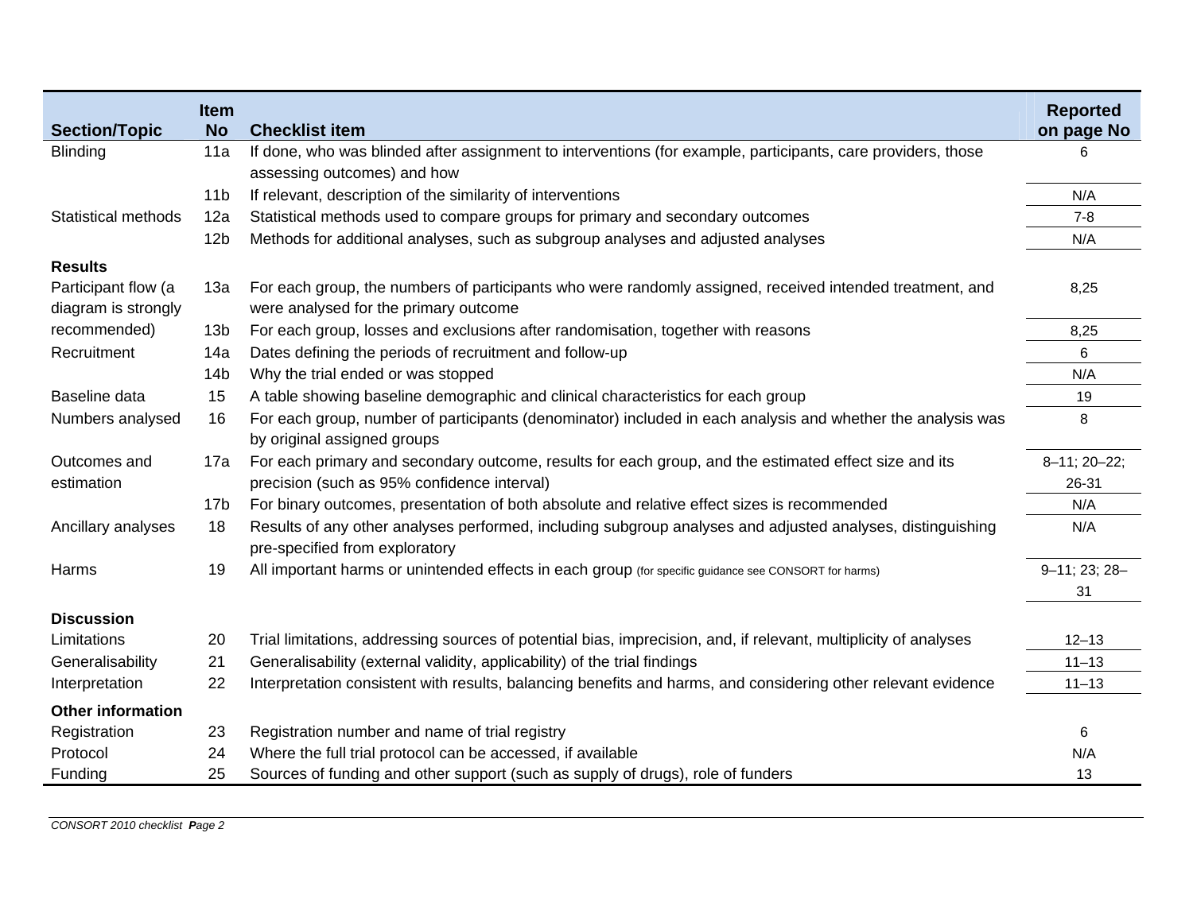| Section/Topic | Item No | Checklist item | Reported on page No |
|---|---|---|---|
| Blinding | 11a | If done, who was blinded after assignment to interventions (for example, participants, care providers, those assessing outcomes) and how | 6 |
| | 11b | If relevant, description of the similarity of interventions | N/A |
| Statistical methods | 12a | Statistical methods used to compare groups for primary and secondary outcomes | 7-8 |
| | 12b | Methods for additional analyses, such as subgroup analyses and adjusted analyses | N/A |
| **Results** | | | |
| Participant flow (a diagram is strongly recommended) | 13a | For each group, the numbers of participants who were randomly assigned, received intended treatment, and were analysed for the primary outcome | 8,25 |
| | 13b | For each group, losses and exclusions after randomisation, together with reasons | 8,25 |
| Recruitment | 14a | Dates defining the periods of recruitment and follow-up | 6 |
| | 14b | Why the trial ended or was stopped | N/A |
| Baseline data | 15 | A table showing baseline demographic and clinical characteristics for each group | 19 |
| Numbers analysed | 16 | For each group, number of participants (denominator) included in each analysis and whether the analysis was by original assigned groups | 8 |
| Outcomes and estimation | 17a | For each primary and secondary outcome, results for each group, and the estimated effect size and its precision (such as 95% confidence interval) | 8–11; 20–22; 26-31 |
| | 17b | For binary outcomes, presentation of both absolute and relative effect sizes is recommended | N/A |
| Ancillary analyses | 18 | Results of any other analyses performed, including subgroup analyses and adjusted analyses, distinguishing pre-specified from exploratory | N/A |
| Harms | 19 | All important harms or unintended effects in each group (for specific guidance see CONSORT for harms) | 9–11; 23; 28–31 |
| **Discussion** | | | |
| Limitations | 20 | Trial limitations, addressing sources of potential bias, imprecision, and, if relevant, multiplicity of analyses | 12–13 |
| Generalisability | 21 | Generalisability (external validity, applicability) of the trial findings | 11–13 |
| Interpretation | 22 | Interpretation consistent with results, balancing benefits and harms, and considering other relevant evidence | 11–13 |
| **Other information** | | | |
| Registration | 23 | Registration number and name of trial registry | 6 |
| Protocol | 24 | Where the full trial protocol can be accessed, if available | N/A |
| Funding | 25 | Sources of funding and other support (such as supply of drugs), role of funders | 13 |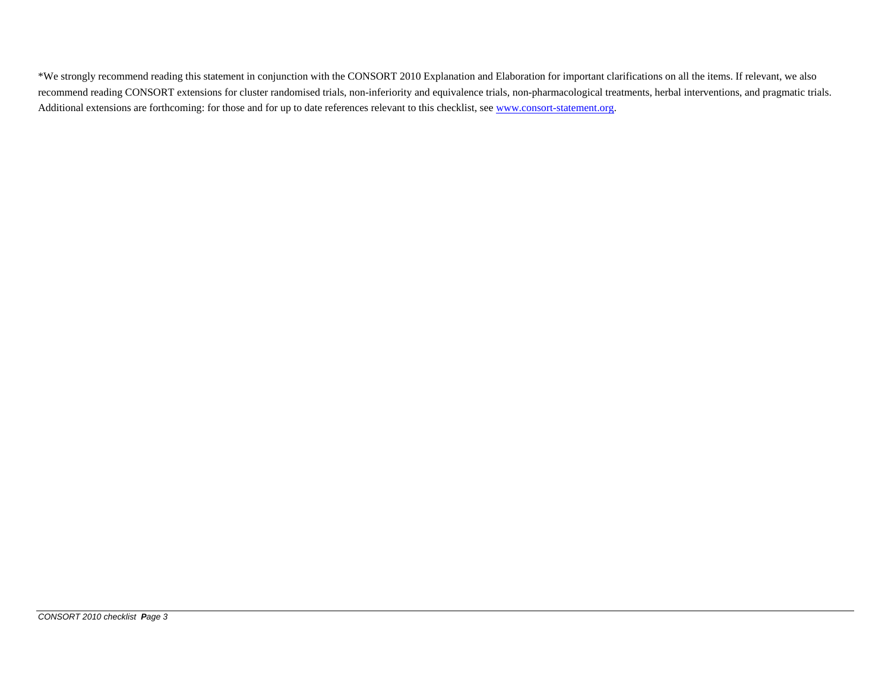*We strongly recommend reading this statement in conjunction with the CONSORT 2010 Explanation and Elaboration for important clarifications on all the items. If relevant, we also recommend reading CONSORT extensions for cluster randomised trials, non-inferiority and equivalence trials, non-pharmacological treatments, herbal interventions, and pragmatic trials. Additional extensions are forthcoming: for those and for up to date references relevant to this checklist, see [www.consort-statement.org](http://www.consort-statement.org).